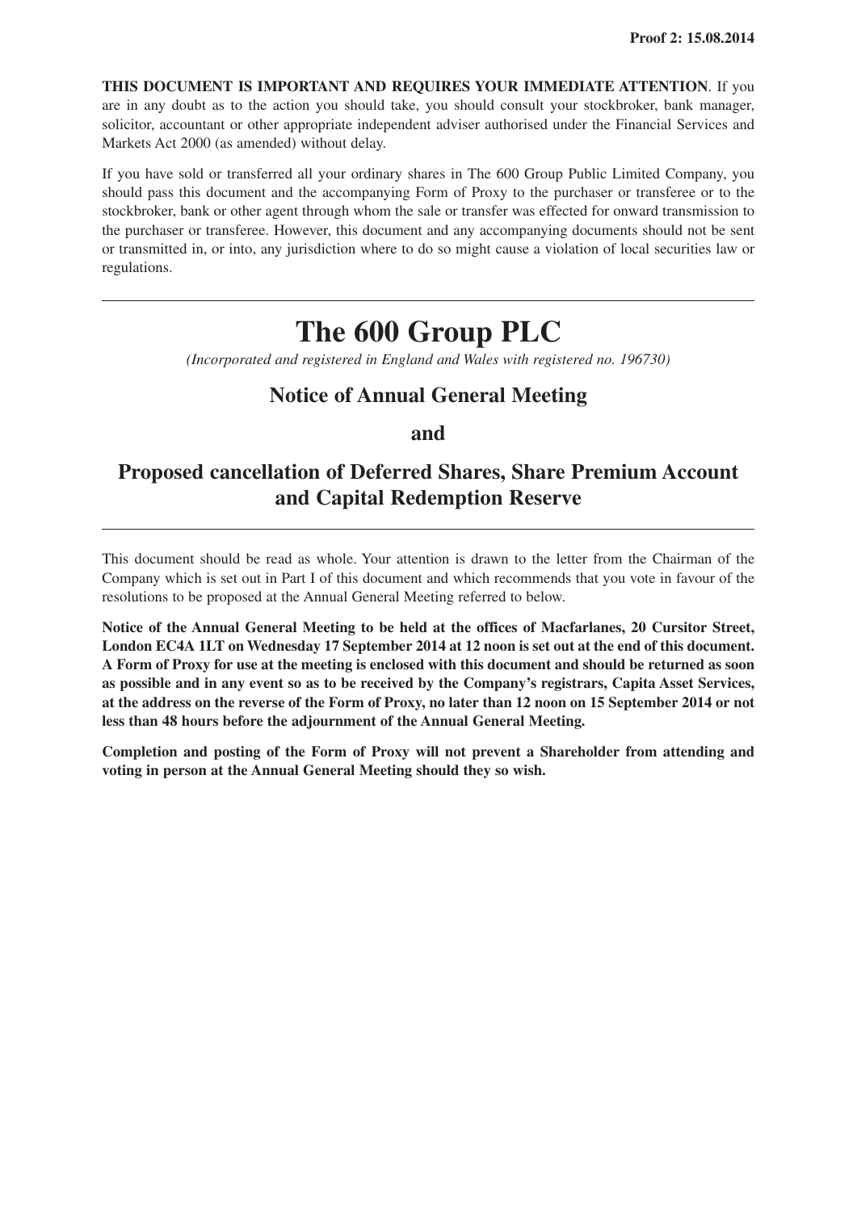**Proof 2: 15.08.2014**

**THIS DOCUMENT IS IMPORTANT AND REQUIRES YOUR IMMEDIATE ATTENTION**. If you are in any doubt as to the action you should take, you should consult your stockbroker, bank manager, solicitor, accountant or other appropriate independent adviser authorised under the Financial Services and Markets Act 2000 (as amended) without delay.

If you have sold or transferred all your ordinary shares in The 600 Group Public Limited Company, you should pass this document and the accompanying Form of Proxy to the purchaser or transferee or to the stockbroker, bank or other agent through whom the sale or transfer was effected for onward transmission to the purchaser or transferee. However, this document and any accompanying documents should not be sent or transmitted in, or into, any jurisdiction where to do so might cause a violation of local securities law or regulations.

---

# The 600 Group PLC

*(Incorporated and registered in England and Wales with registered no. 196730)*

## Notice of Annual General Meeting

## and

## Proposed cancellation of Deferred Shares, Share Premium Account and Capital Redemption Reserve

---

This document should be read as whole. Your attention is drawn to the letter from the Chairman of the Company which is set out in Part I of this document and which recommends that you vote in favour of the resolutions to be proposed at the Annual General Meeting referred to below.

**Notice of the Annual General Meeting to be held at the offices of Macfarlanes, 20 Cursitor Street, London EC4A 1LT on Wednesday 17 September 2014 at 12 noon is set out at the end of this document. A Form of Proxy for use at the meeting is enclosed with this document and should be returned as soon as possible and in any event so as to be received by the Company's registrars, Capita Asset Services, at the address on the reverse of the Form of Proxy, no later than 12 noon on 15 September 2014 or not less than 48 hours before the adjournment of the Annual General Meeting.**

**Completion and posting of the Form of Proxy will not prevent a Shareholder from attending and voting in person at the Annual General Meeting should they so wish.**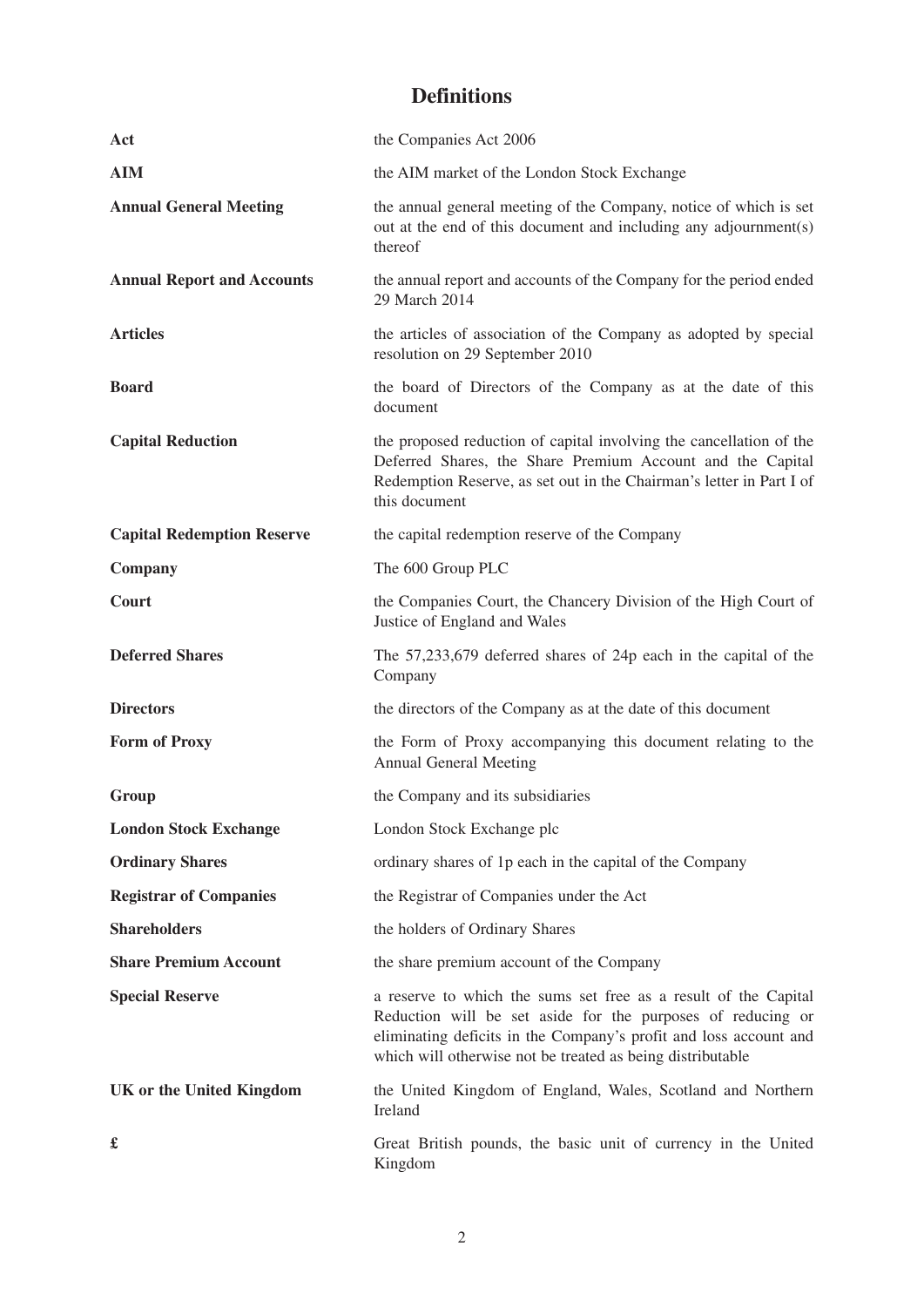# Definitions

| | |
|---|---|
| **Act** | the Companies Act 2006 |
| **AIM** | the AIM market of the London Stock Exchange |
| **Annual General Meeting** | the annual general meeting of the Company, notice of which is set out at the end of this document and including any adjournment(s) thereof |
| **Annual Report and Accounts** | the annual report and accounts of the Company for the period ended 29 March 2014 |
| **Articles** | the articles of association of the Company as adopted by special resolution on 29 September 2010 |
| **Board** | the board of Directors of the Company as at the date of this document |
| **Capital Reduction** | the proposed reduction of capital involving the cancellation of the Deferred Shares, the Share Premium Account and the Capital Redemption Reserve, as set out in the Chairman's letter in Part I of this document |
| **Capital Redemption Reserve** | the capital redemption reserve of the Company |
| **Company** | The 600 Group PLC |
| **Court** | the Companies Court, the Chancery Division of the High Court of Justice of England and Wales |
| **Deferred Shares** | The 57,233,679 deferred shares of 24p each in the capital of the Company |
| **Directors** | the directors of the Company as at the date of this document |
| **Form of Proxy** | the Form of Proxy accompanying this document relating to the Annual General Meeting |
| **Group** | the Company and its subsidiaries |
| **London Stock Exchange** | London Stock Exchange plc |
| **Ordinary Shares** | ordinary shares of 1p each in the capital of the Company |
| **Registrar of Companies** | the Registrar of Companies under the Act |
| **Shareholders** | the holders of Ordinary Shares |
| **Share Premium Account** | the share premium account of the Company |
| **Special Reserve** | a reserve to which the sums set free as a result of the Capital Reduction will be set aside for the purposes of reducing or eliminating deficits in the Company's profit and loss account and which will otherwise not be treated as being distributable |
| **UK or the United Kingdom** | the United Kingdom of England, Wales, Scotland and Northern Ireland |
| **£** | Great British pounds, the basic unit of currency in the United Kingdom |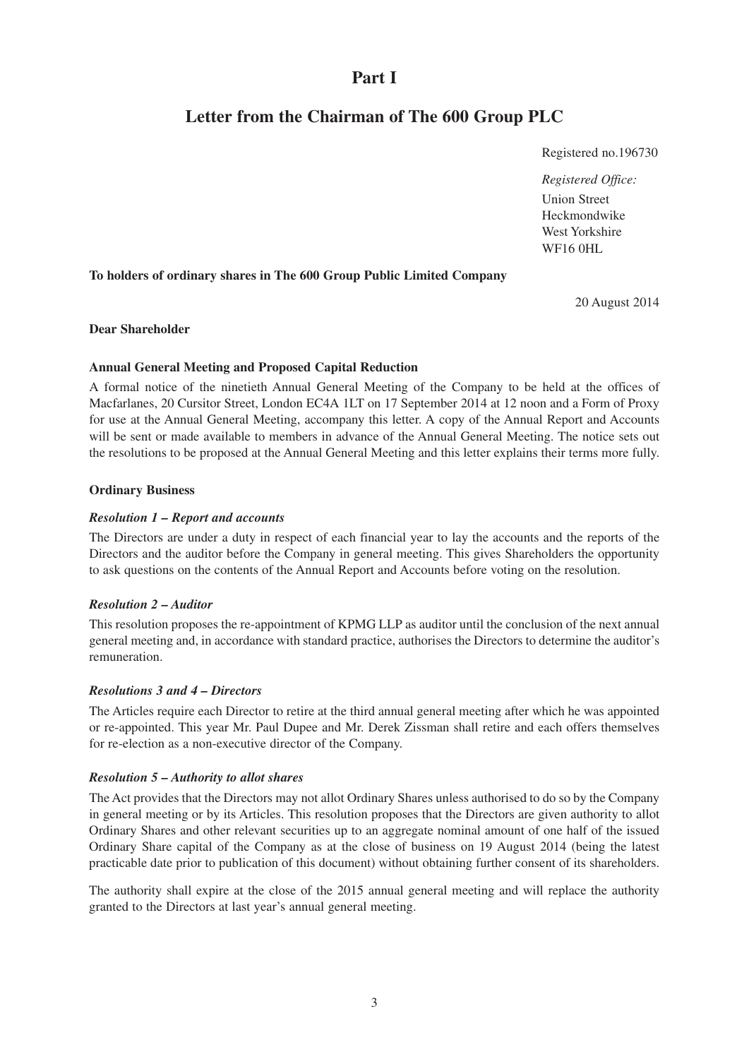# Part I

## Letter from the Chairman of The 600 Group PLC

Registered no.196730

*Registered Office:*
Union Street
Heckmondwike
West Yorkshire
WF16 0HL

**To holders of ordinary shares in The 600 Group Public Limited Company**

20 August 2014

**Dear Shareholder**

**Annual General Meeting and Proposed Capital Reduction**

A formal notice of the ninetieth Annual General Meeting of the Company to be held at the offices of Macfarlanes, 20 Cursitor Street, London EC4A 1LT on 17 September 2014 at 12 noon and a Form of Proxy for use at the Annual General Meeting, accompany this letter. A copy of the Annual Report and Accounts will be sent or made available to members in advance of the Annual General Meeting. The notice sets out the resolutions to be proposed at the Annual General Meeting and this letter explains their terms more fully.

**Ordinary Business**

***Resolution 1 – Report and accounts***

The Directors are under a duty in respect of each financial year to lay the accounts and the reports of the Directors and the auditor before the Company in general meeting. This gives Shareholders the opportunity to ask questions on the contents of the Annual Report and Accounts before voting on the resolution.

***Resolution 2 – Auditor***

This resolution proposes the re-appointment of KPMG LLP as auditor until the conclusion of the next annual general meeting and, in accordance with standard practice, authorises the Directors to determine the auditor's remuneration.

***Resolutions 3 and 4 – Directors***

The Articles require each Director to retire at the third annual general meeting after which he was appointed or re-appointed. This year Mr. Paul Dupee and Mr. Derek Zissman shall retire and each offers themselves for re-election as a non-executive director of the Company.

***Resolution 5 – Authority to allot shares***

The Act provides that the Directors may not allot Ordinary Shares unless authorised to do so by the Company in general meeting or by its Articles. This resolution proposes that the Directors are given authority to allot Ordinary Shares and other relevant securities up to an aggregate nominal amount of one half of the issued Ordinary Share capital of the Company as at the close of business on 19 August 2014 (being the latest practicable date prior to publication of this document) without obtaining further consent of its shareholders.

The authority shall expire at the close of the 2015 annual general meeting and will replace the authority granted to the Directors at last year's annual general meeting.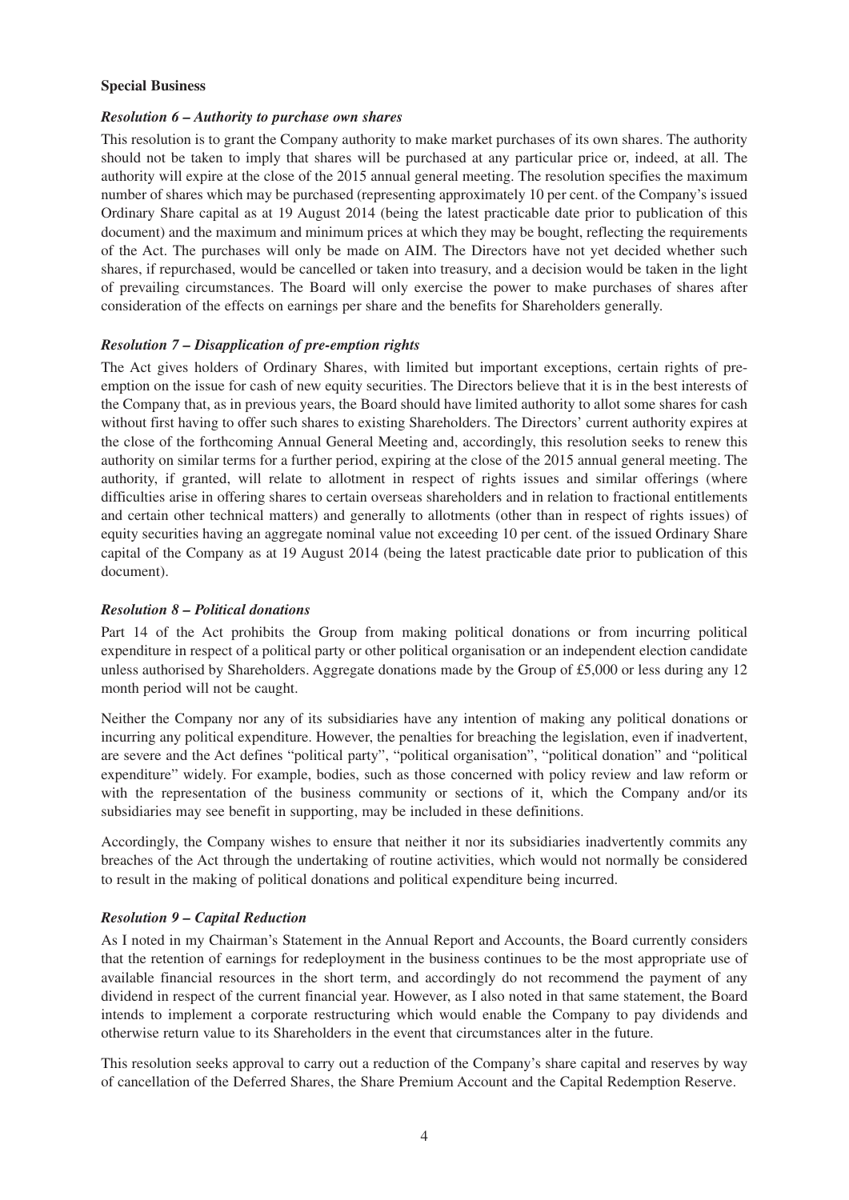**Special Business**

***Resolution 6 – Authority to purchase own shares***

This resolution is to grant the Company authority to make market purchases of its own shares. The authority should not be taken to imply that shares will be purchased at any particular price or, indeed, at all. The authority will expire at the close of the 2015 annual general meeting. The resolution specifies the maximum number of shares which may be purchased (representing approximately 10 per cent. of the Company's issued Ordinary Share capital as at 19 August 2014 (being the latest practicable date prior to publication of this document) and the maximum and minimum prices at which they may be bought, reflecting the requirements of the Act. The purchases will only be made on AIM. The Directors have not yet decided whether such shares, if repurchased, would be cancelled or taken into treasury, and a decision would be taken in the light of prevailing circumstances. The Board will only exercise the power to make purchases of shares after consideration of the effects on earnings per share and the benefits for Shareholders generally.

***Resolution 7 – Disapplication of pre-emption rights***

The Act gives holders of Ordinary Shares, with limited but important exceptions, certain rights of pre-emption on the issue for cash of new equity securities. The Directors believe that it is in the best interests of the Company that, as in previous years, the Board should have limited authority to allot some shares for cash without first having to offer such shares to existing Shareholders. The Directors' current authority expires at the close of the forthcoming Annual General Meeting and, accordingly, this resolution seeks to renew this authority on similar terms for a further period, expiring at the close of the 2015 annual general meeting. The authority, if granted, will relate to allotment in respect of rights issues and similar offerings (where difficulties arise in offering shares to certain overseas shareholders and in relation to fractional entitlements and certain other technical matters) and generally to allotments (other than in respect of rights issues) of equity securities having an aggregate nominal value not exceeding 10 per cent. of the issued Ordinary Share capital of the Company as at 19 August 2014 (being the latest practicable date prior to publication of this document).

***Resolution 8 – Political donations***

Part 14 of the Act prohibits the Group from making political donations or from incurring political expenditure in respect of a political party or other political organisation or an independent election candidate unless authorised by Shareholders. Aggregate donations made by the Group of £5,000 or less during any 12 month period will not be caught.

Neither the Company nor any of its subsidiaries have any intention of making any political donations or incurring any political expenditure. However, the penalties for breaching the legislation, even if inadvertent, are severe and the Act defines "political party", "political organisation", "political donation" and "political expenditure" widely. For example, bodies, such as those concerned with policy review and law reform or with the representation of the business community or sections of it, which the Company and/or its subsidiaries may see benefit in supporting, may be included in these definitions.

Accordingly, the Company wishes to ensure that neither it nor its subsidiaries inadvertently commits any breaches of the Act through the undertaking of routine activities, which would not normally be considered to result in the making of political donations and political expenditure being incurred.

***Resolution 9 – Capital Reduction***

As I noted in my Chairman's Statement in the Annual Report and Accounts, the Board currently considers that the retention of earnings for redeployment in the business continues to be the most appropriate use of available financial resources in the short term, and accordingly do not recommend the payment of any dividend in respect of the current financial year. However, as I also noted in that same statement, the Board intends to implement a corporate restructuring which would enable the Company to pay dividends and otherwise return value to its Shareholders in the event that circumstances alter in the future.

This resolution seeks approval to carry out a reduction of the Company's share capital and reserves by way of cancellation of the Deferred Shares, the Share Premium Account and the Capital Redemption Reserve.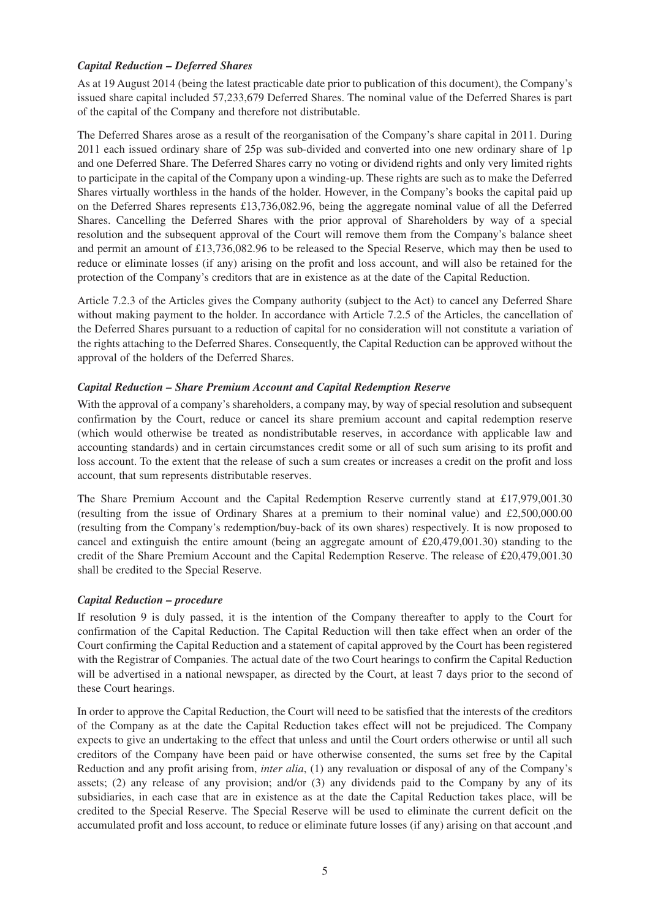***Capital Reduction – Deferred Shares***

As at 19 August 2014 (being the latest practicable date prior to publication of this document), the Company's issued share capital included 57,233,679 Deferred Shares. The nominal value of the Deferred Shares is part of the capital of the Company and therefore not distributable.

The Deferred Shares arose as a result of the reorganisation of the Company's share capital in 2011. During 2011 each issued ordinary share of 25p was sub-divided and converted into one new ordinary share of 1p and one Deferred Share. The Deferred Shares carry no voting or dividend rights and only very limited rights to participate in the capital of the Company upon a winding-up. These rights are such as to make the Deferred Shares virtually worthless in the hands of the holder. However, in the Company's books the capital paid up on the Deferred Shares represents £13,736,082.96, being the aggregate nominal value of all the Deferred Shares. Cancelling the Deferred Shares with the prior approval of Shareholders by way of a special resolution and the subsequent approval of the Court will remove them from the Company's balance sheet and permit an amount of £13,736,082.96 to be released to the Special Reserve, which may then be used to reduce or eliminate losses (if any) arising on the profit and loss account, and will also be retained for the protection of the Company's creditors that are in existence as at the date of the Capital Reduction.

Article 7.2.3 of the Articles gives the Company authority (subject to the Act) to cancel any Deferred Share without making payment to the holder. In accordance with Article 7.2.5 of the Articles, the cancellation of the Deferred Shares pursuant to a reduction of capital for no consideration will not constitute a variation of the rights attaching to the Deferred Shares. Consequently, the Capital Reduction can be approved without the approval of the holders of the Deferred Shares.

***Capital Reduction – Share Premium Account and Capital Redemption Reserve***

With the approval of a company's shareholders, a company may, by way of special resolution and subsequent confirmation by the Court, reduce or cancel its share premium account and capital redemption reserve (which would otherwise be treated as nondistributable reserves, in accordance with applicable law and accounting standards) and in certain circumstances credit some or all of such sum arising to its profit and loss account. To the extent that the release of such a sum creates or increases a credit on the profit and loss account, that sum represents distributable reserves.

The Share Premium Account and the Capital Redemption Reserve currently stand at £17,979,001.30 (resulting from the issue of Ordinary Shares at a premium to their nominal value) and £2,500,000.00 (resulting from the Company's redemption/buy-back of its own shares) respectively. It is now proposed to cancel and extinguish the entire amount (being an aggregate amount of £20,479,001.30) standing to the credit of the Share Premium Account and the Capital Redemption Reserve. The release of £20,479,001.30 shall be credited to the Special Reserve.

***Capital Reduction – procedure***

If resolution 9 is duly passed, it is the intention of the Company thereafter to apply to the Court for confirmation of the Capital Reduction. The Capital Reduction will then take effect when an order of the Court confirming the Capital Reduction and a statement of capital approved by the Court has been registered with the Registrar of Companies. The actual date of the two Court hearings to confirm the Capital Reduction will be advertised in a national newspaper, as directed by the Court, at least 7 days prior to the second of these Court hearings.

In order to approve the Capital Reduction, the Court will need to be satisfied that the interests of the creditors of the Company as at the date the Capital Reduction takes effect will not be prejudiced. The Company expects to give an undertaking to the effect that unless and until the Court orders otherwise or until all such creditors of the Company have been paid or have otherwise consented, the sums set free by the Capital Reduction and any profit arising from, *inter alia*, (1) any revaluation or disposal of any of the Company's assets; (2) any release of any provision; and/or (3) any dividends paid to the Company by any of its subsidiaries, in each case that are in existence as at the date the Capital Reduction takes place, will be credited to the Special Reserve. The Special Reserve will be used to eliminate the current deficit on the accumulated profit and loss account, to reduce or eliminate future losses (if any) arising on that account ,and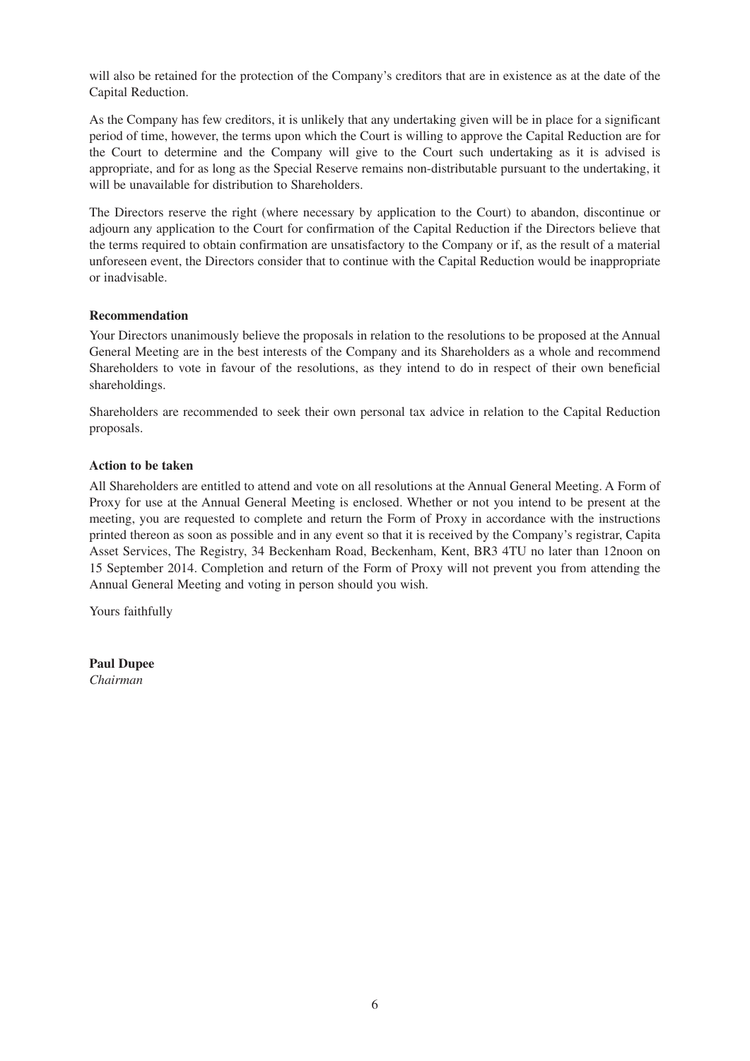will also be retained for the protection of the Company's creditors that are in existence as at the date of the Capital Reduction.

As the Company has few creditors, it is unlikely that any undertaking given will be in place for a significant period of time, however, the terms upon which the Court is willing to approve the Capital Reduction are for the Court to determine and the Company will give to the Court such undertaking as it is advised is appropriate, and for as long as the Special Reserve remains non-distributable pursuant to the undertaking, it will be unavailable for distribution to Shareholders.

The Directors reserve the right (where necessary by application to the Court) to abandon, discontinue or adjourn any application to the Court for confirmation of the Capital Reduction if the Directors believe that the terms required to obtain confirmation are unsatisfactory to the Company or if, as the result of a material unforeseen event, the Directors consider that to continue with the Capital Reduction would be inappropriate or inadvisable.

**Recommendation**

Your Directors unanimously believe the proposals in relation to the resolutions to be proposed at the Annual General Meeting are in the best interests of the Company and its Shareholders as a whole and recommend Shareholders to vote in favour of the resolutions, as they intend to do in respect of their own beneficial shareholdings.

Shareholders are recommended to seek their own personal tax advice in relation to the Capital Reduction proposals.

**Action to be taken**

All Shareholders are entitled to attend and vote on all resolutions at the Annual General Meeting. A Form of Proxy for use at the Annual General Meeting is enclosed. Whether or not you intend to be present at the meeting, you are requested to complete and return the Form of Proxy in accordance with the instructions printed thereon as soon as possible and in any event so that it is received by the Company's registrar, Capita Asset Services, The Registry, 34 Beckenham Road, Beckenham, Kent, BR3 4TU no later than 12noon on 15 September 2014. Completion and return of the Form of Proxy will not prevent you from attending the Annual General Meeting and voting in person should you wish.

Yours faithfully

**Paul Dupee**
*Chairman*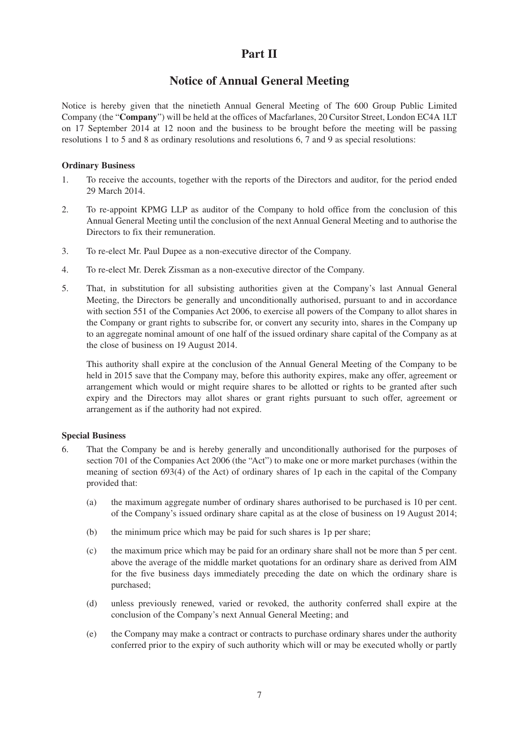# Part II

## Notice of Annual General Meeting

Notice is hereby given that the ninetieth Annual General Meeting of The 600 Group Public Limited Company (the "**Company**") will be held at the offices of Macfarlanes, 20 Cursitor Street, London EC4A 1LT on 17 September 2014 at 12 noon and the business to be brought before the meeting will be passing resolutions 1 to 5 and 8 as ordinary resolutions and resolutions 6, 7 and 9 as special resolutions:

**Ordinary Business**

1. To receive the accounts, together with the reports of the Directors and auditor, for the period ended 29 March 2014.

2. To re-appoint KPMG LLP as auditor of the Company to hold office from the conclusion of this Annual General Meeting until the conclusion of the next Annual General Meeting and to authorise the Directors to fix their remuneration.

3. To re-elect Mr. Paul Dupee as a non-executive director of the Company.

4. To re-elect Mr. Derek Zissman as a non-executive director of the Company.

5. That, in substitution for all subsisting authorities given at the Company's last Annual General Meeting, the Directors be generally and unconditionally authorised, pursuant to and in accordance with section 551 of the Companies Act 2006, to exercise all powers of the Company to allot shares in the Company or grant rights to subscribe for, or convert any security into, shares in the Company up to an aggregate nominal amount of one half of the issued ordinary share capital of the Company as at the close of business on 19 August 2014.

   This authority shall expire at the conclusion of the Annual General Meeting of the Company to be held in 2015 save that the Company may, before this authority expires, make any offer, agreement or arrangement which would or might require shares to be allotted or rights to be granted after such expiry and the Directors may allot shares or grant rights pursuant to such offer, agreement or arrangement as if the authority had not expired.

**Special Business**

6. That the Company be and is hereby generally and unconditionally authorised for the purposes of section 701 of the Companies Act 2006 (the "Act") to make one or more market purchases (within the meaning of section 693(4) of the Act) of ordinary shares of 1p each in the capital of the Company provided that:

   (a) the maximum aggregate number of ordinary shares authorised to be purchased is 10 per cent. of the Company's issued ordinary share capital as at the close of business on 19 August 2014;

   (b) the minimum price which may be paid for such shares is 1p per share;

   (c) the maximum price which may be paid for an ordinary share shall not be more than 5 per cent. above the average of the middle market quotations for an ordinary share as derived from AIM for the five business days immediately preceding the date on which the ordinary share is purchased;

   (d) unless previously renewed, varied or revoked, the authority conferred shall expire at the conclusion of the Company's next Annual General Meeting; and

   (e) the Company may make a contract or contracts to purchase ordinary shares under the authority conferred prior to the expiry of such authority which will or may be executed wholly or partly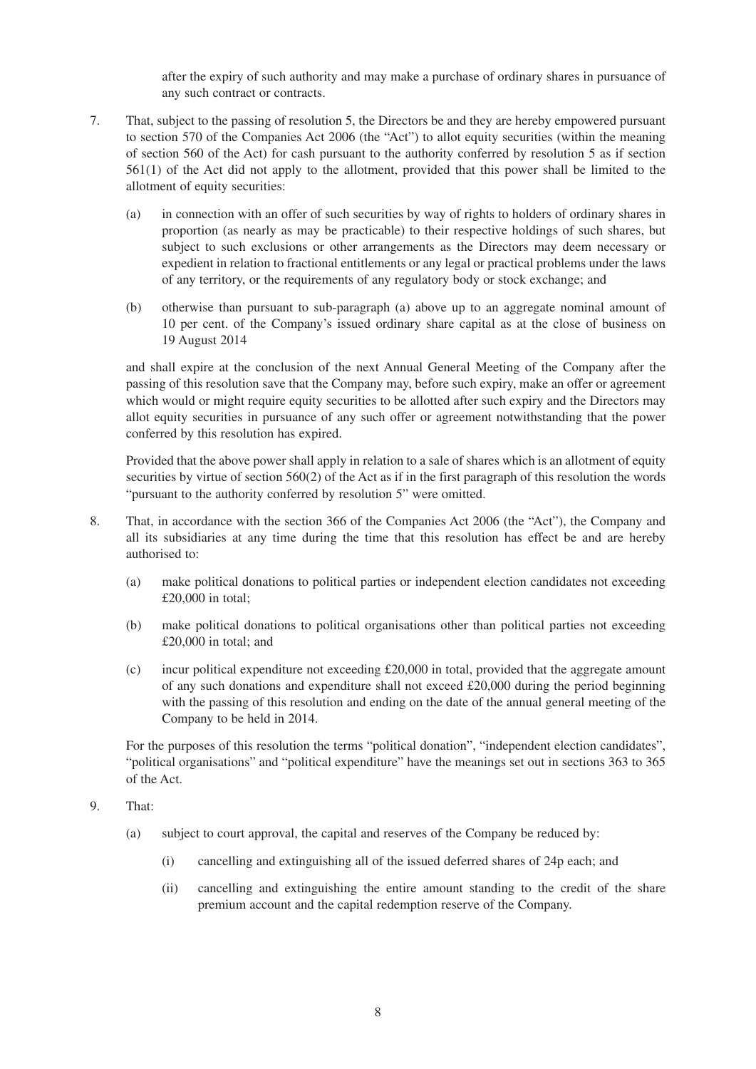after the expiry of such authority and may make a purchase of ordinary shares in pursuance of any such contract or contracts.

7. That, subject to the passing of resolution 5, the Directors be and they are hereby empowered pursuant to section 570 of the Companies Act 2006 (the "Act") to allot equity securities (within the meaning of section 560 of the Act) for cash pursuant to the authority conferred by resolution 5 as if section 561(1) of the Act did not apply to the allotment, provided that this power shall be limited to the allotment of equity securities:

   (a) in connection with an offer of such securities by way of rights to holders of ordinary shares in proportion (as nearly as may be practicable) to their respective holdings of such shares, but subject to such exclusions or other arrangements as the Directors may deem necessary or expedient in relation to fractional entitlements or any legal or practical problems under the laws of any territory, or the requirements of any regulatory body or stock exchange; and

   (b) otherwise than pursuant to sub-paragraph (a) above up to an aggregate nominal amount of 10 per cent. of the Company's issued ordinary share capital as at the close of business on 19 August 2014

   and shall expire at the conclusion of the next Annual General Meeting of the Company after the passing of this resolution save that the Company may, before such expiry, make an offer or agreement which would or might require equity securities to be allotted after such expiry and the Directors may allot equity securities in pursuance of any such offer or agreement notwithstanding that the power conferred by this resolution has expired.

   Provided that the above power shall apply in relation to a sale of shares which is an allotment of equity securities by virtue of section 560(2) of the Act as if in the first paragraph of this resolution the words "pursuant to the authority conferred by resolution 5" were omitted.

8. That, in accordance with the section 366 of the Companies Act 2006 (the "Act"), the Company and all its subsidiaries at any time during the time that this resolution has effect be and are hereby authorised to:

   (a) make political donations to political parties or independent election candidates not exceeding £20,000 in total;

   (b) make political donations to political organisations other than political parties not exceeding £20,000 in total; and

   (c) incur political expenditure not exceeding £20,000 in total, provided that the aggregate amount of any such donations and expenditure shall not exceed £20,000 during the period beginning with the passing of this resolution and ending on the date of the annual general meeting of the Company to be held in 2014.

   For the purposes of this resolution the terms "political donation", "independent election candidates", "political organisations" and "political expenditure" have the meanings set out in sections 363 to 365 of the Act.

9. That:

   (a) subject to court approval, the capital and reserves of the Company be reduced by:

      (i) cancelling and extinguishing all of the issued deferred shares of 24p each; and

      (ii) cancelling and extinguishing the entire amount standing to the credit of the share premium account and the capital redemption reserve of the Company.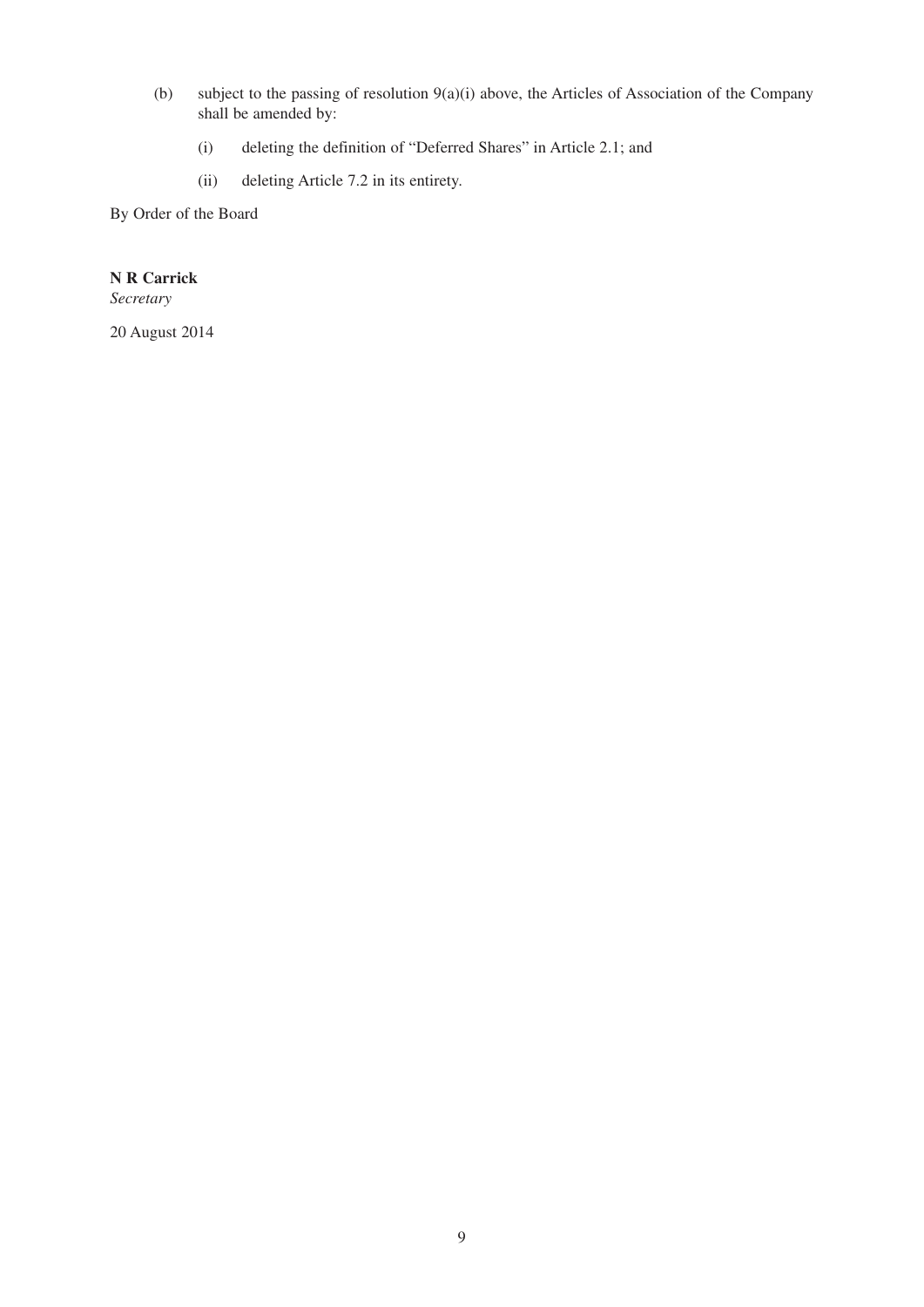(b) subject to the passing of resolution 9(a)(i) above, the Articles of Association of the Company shall be amended by:

(i) deleting the definition of "Deferred Shares" in Article 2.1; and

(ii) deleting Article 7.2 in its entirety.

By Order of the Board

**N R Carrick**
*Secretary*

20 August 2014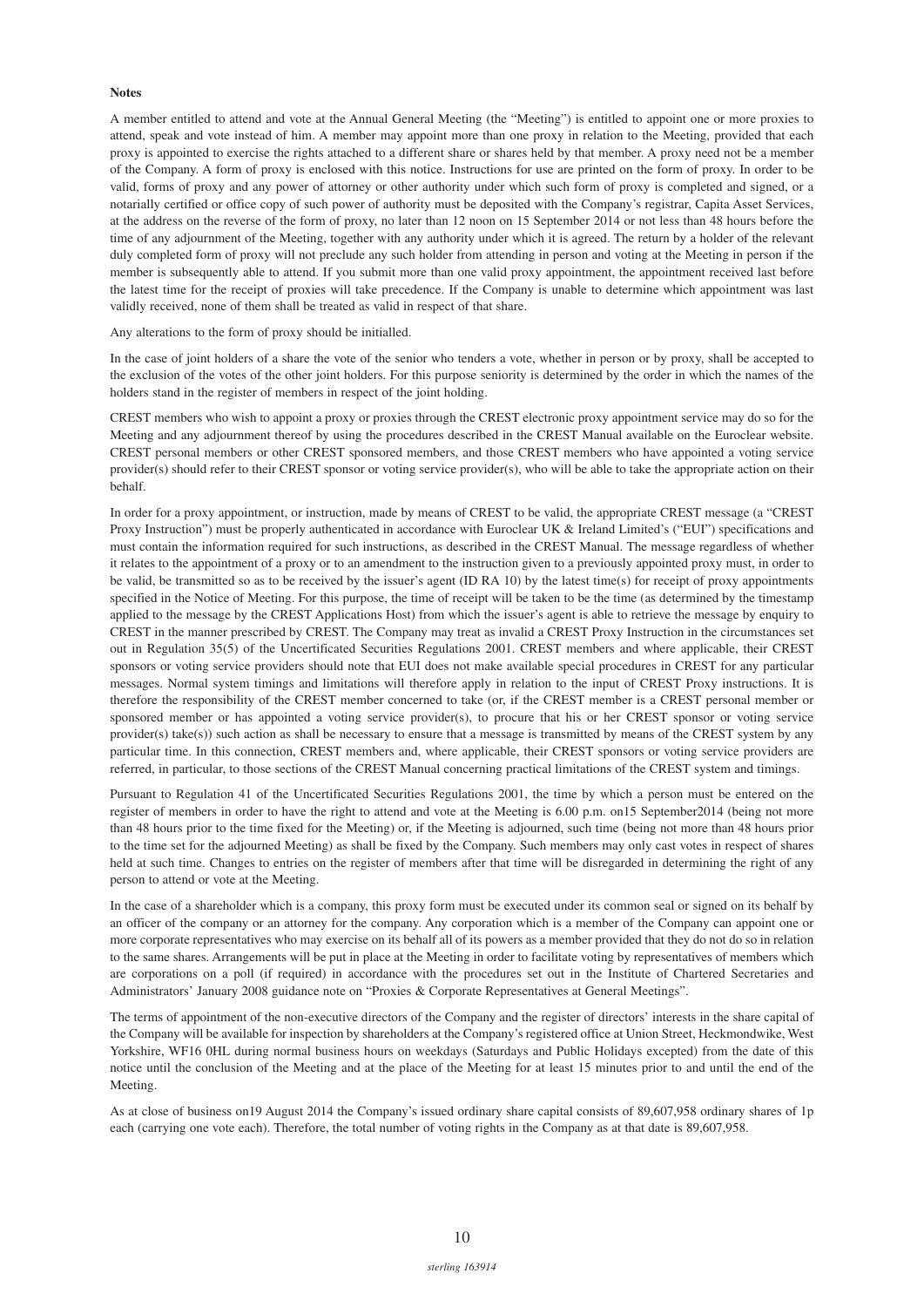**Notes**

A member entitled to attend and vote at the Annual General Meeting (the "Meeting") is entitled to appoint one or more proxies to attend, speak and vote instead of him. A member may appoint more than one proxy in relation to the Meeting, provided that each proxy is appointed to exercise the rights attached to a different share or shares held by that member. A proxy need not be a member of the Company. A form of proxy is enclosed with this notice. Instructions for use are printed on the form of proxy. In order to be valid, forms of proxy and any power of attorney or other authority under which such form of proxy is completed and signed, or a notarially certified or office copy of such power of authority must be deposited with the Company's registrar, Capita Asset Services, at the address on the reverse of the form of proxy, no later than 12 noon on 15 September 2014 or not less than 48 hours before the time of any adjournment of the Meeting, together with any authority under which it is agreed. The return by a holder of the relevant duly completed form of proxy will not preclude any such holder from attending in person and voting at the Meeting in person if the member is subsequently able to attend. If you submit more than one valid proxy appointment, the appointment received last before the latest time for the receipt of proxies will take precedence. If the Company is unable to determine which appointment was last validly received, none of them shall be treated as valid in respect of that share.

Any alterations to the form of proxy should be initialled.

In the case of joint holders of a share the vote of the senior who tenders a vote, whether in person or by proxy, shall be accepted to the exclusion of the votes of the other joint holders. For this purpose seniority is determined by the order in which the names of the holders stand in the register of members in respect of the joint holding.

CREST members who wish to appoint a proxy or proxies through the CREST electronic proxy appointment service may do so for the Meeting and any adjournment thereof by using the procedures described in the CREST Manual available on the Euroclear website. CREST personal members or other CREST sponsored members, and those CREST members who have appointed a voting service provider(s) should refer to their CREST sponsor or voting service provider(s), who will be able to take the appropriate action on their behalf.

In order for a proxy appointment, or instruction, made by means of CREST to be valid, the appropriate CREST message (a "CREST Proxy Instruction") must be properly authenticated in accordance with Euroclear UK & Ireland Limited's ("EUI") specifications and must contain the information required for such instructions, as described in the CREST Manual. The message regardless of whether it relates to the appointment of a proxy or to an amendment to the instruction given to a previously appointed proxy must, in order to be valid, be transmitted so as to be received by the issuer's agent (ID RA 10) by the latest time(s) for receipt of proxy appointments specified in the Notice of Meeting. For this purpose, the time of receipt will be taken to be the time (as determined by the timestamp applied to the message by the CREST Applications Host) from which the issuer's agent is able to retrieve the message by enquiry to CREST in the manner prescribed by CREST. The Company may treat as invalid a CREST Proxy Instruction in the circumstances set out in Regulation 35(5) of the Uncertificated Securities Regulations 2001. CREST members and where applicable, their CREST sponsors or voting service providers should note that EUI does not make available special procedures in CREST for any particular messages. Normal system timings and limitations will therefore apply in relation to the input of CREST Proxy instructions. It is therefore the responsibility of the CREST member concerned to take (or, if the CREST member is a CREST personal member or sponsored member or has appointed a voting service provider(s), to procure that his or her CREST sponsor or voting service provider(s) take(s)) such action as shall be necessary to ensure that a message is transmitted by means of the CREST system by any particular time. In this connection, CREST members and, where applicable, their CREST sponsors or voting service providers are referred, in particular, to those sections of the CREST Manual concerning practical limitations of the CREST system and timings.

Pursuant to Regulation 41 of the Uncertificated Securities Regulations 2001, the time by which a person must be entered on the register of members in order to have the right to attend and vote at the Meeting is 6.00 p.m. on15 September2014 (being not more than 48 hours prior to the time fixed for the Meeting) or, if the Meeting is adjourned, such time (being not more than 48 hours prior to the time set for the adjourned Meeting) as shall be fixed by the Company. Such members may only cast votes in respect of shares held at such time. Changes to entries on the register of members after that time will be disregarded in determining the right of any person to attend or vote at the Meeting.

In the case of a shareholder which is a company, this proxy form must be executed under its common seal or signed on its behalf by an officer of the company or an attorney for the company. Any corporation which is a member of the Company can appoint one or more corporate representatives who may exercise on its behalf all of its powers as a member provided that they do not do so in relation to the same shares. Arrangements will be put in place at the Meeting in order to facilitate voting by representatives of members which are corporations on a poll (if required) in accordance with the procedures set out in the Institute of Chartered Secretaries and Administrators' January 2008 guidance note on "Proxies & Corporate Representatives at General Meetings".

The terms of appointment of the non-executive directors of the Company and the register of directors' interests in the share capital of the Company will be available for inspection by shareholders at the Company's registered office at Union Street, Heckmondwike, West Yorkshire, WF16 0HL during normal business hours on weekdays (Saturdays and Public Holidays excepted) from the date of this notice until the conclusion of the Meeting and at the place of the Meeting for at least 15 minutes prior to and until the end of the Meeting.

As at close of business on19 August 2014 the Company's issued ordinary share capital consists of 89,607,958 ordinary shares of 1p each (carrying one vote each). Therefore, the total number of voting rights in the Company as at that date is 89,607,958.